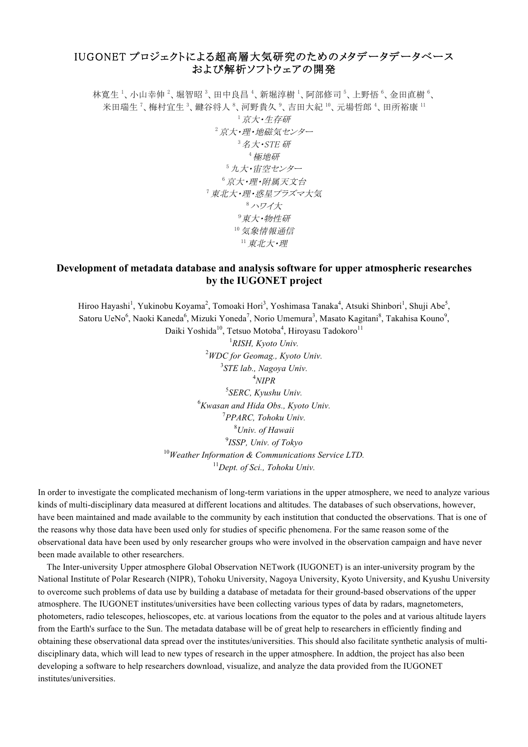# IUGONET プロジェクトによる超高層大気研究のためのメタデータデータベースおよび解析ソフトウェアの開発

林寛生[1]、小山幸伸[2]、堀智昭[3]、田中良昌[4]、新堀淳樹[1]、阿部修司[5]、上野悟[6]、金田直樹[6]、米田瑞生[7]、梅村宜生[3]、鍵谷将人[8]、河野貴久[9]、吉田大紀[10]、元場哲郎[4]、田所裕康[11]

[1] *京大・生存研*
[2] *京大・理・地磁気センター*
[3] *名大・STE 研*
[4] *極地研*
[5] *九大・宙空センター*
[6] *京大・理・附属天文台*
[7] *東北大・理・惑星プラズマ大気*
[8] *ハワイ大*
[9] *東大・物性研*
[10] *気象情報通信*
[11] *東北大・理*

## Development of metadata database and analysis software for upper atmospheric researches by the IUGONET project

Hiroo Hayashi[1], Yukinobu Koyama[2], Tomoaki Hori[3], Yoshimasa Tanaka[4], Atsuki Shinbori[1], Shuji Abe[5], Satoru UeNo[6], Naoki Kaneda[6], Mizuki Yoneda[7], Norio Umemura[3], Masato Kagitani[8], Takahisa Kouno[9], Daiki Yoshida[10], Tetsuo Motoba[4], Hiroyasu Tadokoro[11]

[1] *RISH, Kyoto Univ.*
[2] *WDC for Geomag., Kyoto Univ.*
[3] *STE lab., Nagoya Univ.*
[4] *NIPR*
[5] *SERC, Kyushu Univ.*
[6] *Kwasan and Hida Obs., Kyoto Univ.*
[7] *PPARC, Tohoku Univ.*
[8] *Univ. of Hawaii*
[9] *ISSP, Univ. of Tokyo*
[10] *Weather Information & Communications Service LTD.*
[11] *Dept. of Sci., Tohoku Univ.*

In order to investigate the complicated mechanism of long-term variations in the upper atmosphere, we need to analyze various kinds of multi-disciplinary data measured at different locations and altitudes. The databases of such observations, however, have been maintained and made available to the community by each institution that conducted the observations. That is one of the reasons why those data have been used only for studies of specific phenomena. For the same reason some of the observational data have been used by only researcher groups who were involved in the observation campaign and have never been made available to other researchers.

The Inter-university Upper atmosphere Global Observation NETwork (IUGONET) is an inter-university program by the National Institute of Polar Research (NIPR), Tohoku University, Nagoya University, Kyoto University, and Kyushu University to overcome such problems of data use by building a database of metadata for their ground-based observations of the upper atmosphere. The IUGONET institutes/universities have been collecting various types of data by radars, magnetometers, photometers, radio telescopes, helioscopes, etc. at various locations from the equator to the poles and at various altitude layers from the Earth's surface to the Sun. The metadata database will be of great help to researchers in efficiently finding and obtaining these observational data spread over the institutes/universities. This should also facilitate synthetic analysis of multi-disciplinary data, which will lead to new types of research in the upper atmosphere. In addtion, the project has also been developing a software to help researchers download, visualize, and analyze the data provided from the IUGONET institutes/universities.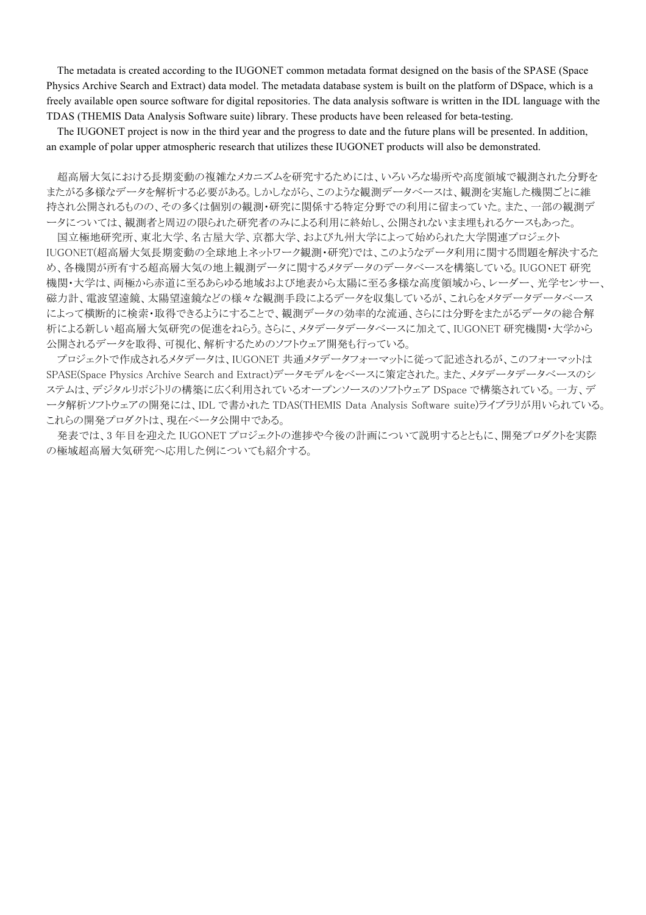The metadata is created according to the IUGONET common metadata format designed on the basis of the SPASE (Space Physics Archive Search and Extract) data model. The metadata database system is built on the platform of DSpace, which is a freely available open source software for digital repositories. The data analysis software is written in the IDL language with the TDAS (THEMIS Data Analysis Software suite) library. These products have been released for beta-testing.

The IUGONET project is now in the third year and the progress to date and the future plans will be presented. In addition, an example of polar upper atmospheric research that utilizes these IUGONET products will also be demonstrated.

超高層大気における長期変動の複雑なメカニズムを研究するためには、いろいろな場所や高度領域で観測された分野をまたがる多様なデータを解析する必要がある。しかしながら、このような観測データベースは、観測を実施した機関ごとに維持され公開されるものの、その多くは個別の観測・研究に関係する特定分野での利用に留まっていた。また、一部の観測データについては、観測者と周辺の限られた研究者のみによる利用に終始し、公開されないまま埋もれるケースもあった。

国立極地研究所、東北大学、名古屋大学、京都大学、および九州大学によって始められた大学関連プロジェクトIUGONET(超高層大気長期変動の全球地上ネットワーク観測・研究)では、このようなデータ利用に関する問題を解決するため、各機関が所有する超高層大気の地上観測データに関するメタデータのデータベースを構築している。IUGONET 研究機関・大学は、両極から赤道に至るあらゆる地域および地表から太陽に至る多様な高度領域から、レーダー、光学センサー、磁力計、電波望遠鏡、太陽望遠鏡などの様々な観測手段によるデータを収集しているが、これらをメタデータデータベースによって横断的に検索・取得できるようにすることで、観測データの効率的な流通、さらには分野をまたがるデータの総合解析による新しい超高層大気研究の促進をねらう。さらに、メタデータデータベースに加えて、IUGONET 研究機関・大学から公開されるデータを取得、可視化、解析するためのソフトウェア開発も行っている。

プロジェクトで作成されるメタデータは、IUGONET 共通メタデータフォーマットに従って記述されるが、このフォーマットはSPASE(Space Physics Archive Search and Extract)データモデルをベースに策定された。また、メタデータデータベースのシステムは、デジタルリポジトリの構築に広く利用されているオープンソースのソフトウェア DSpace で構築されている。一方、データ解析ソフトウェアの開発には、IDL で書かれた TDAS(THEMIS Data Analysis Software suite)ライブラリが用いられている。これらの開発プロダクトは、現在ベータ公開中である。

発表では、3 年目を迎えた IUGONET プロジェクトの進捗や今後の計画について説明するとともに、開発プロダクトを実際の極域超高層大気研究へ応用した例についても紹介する。